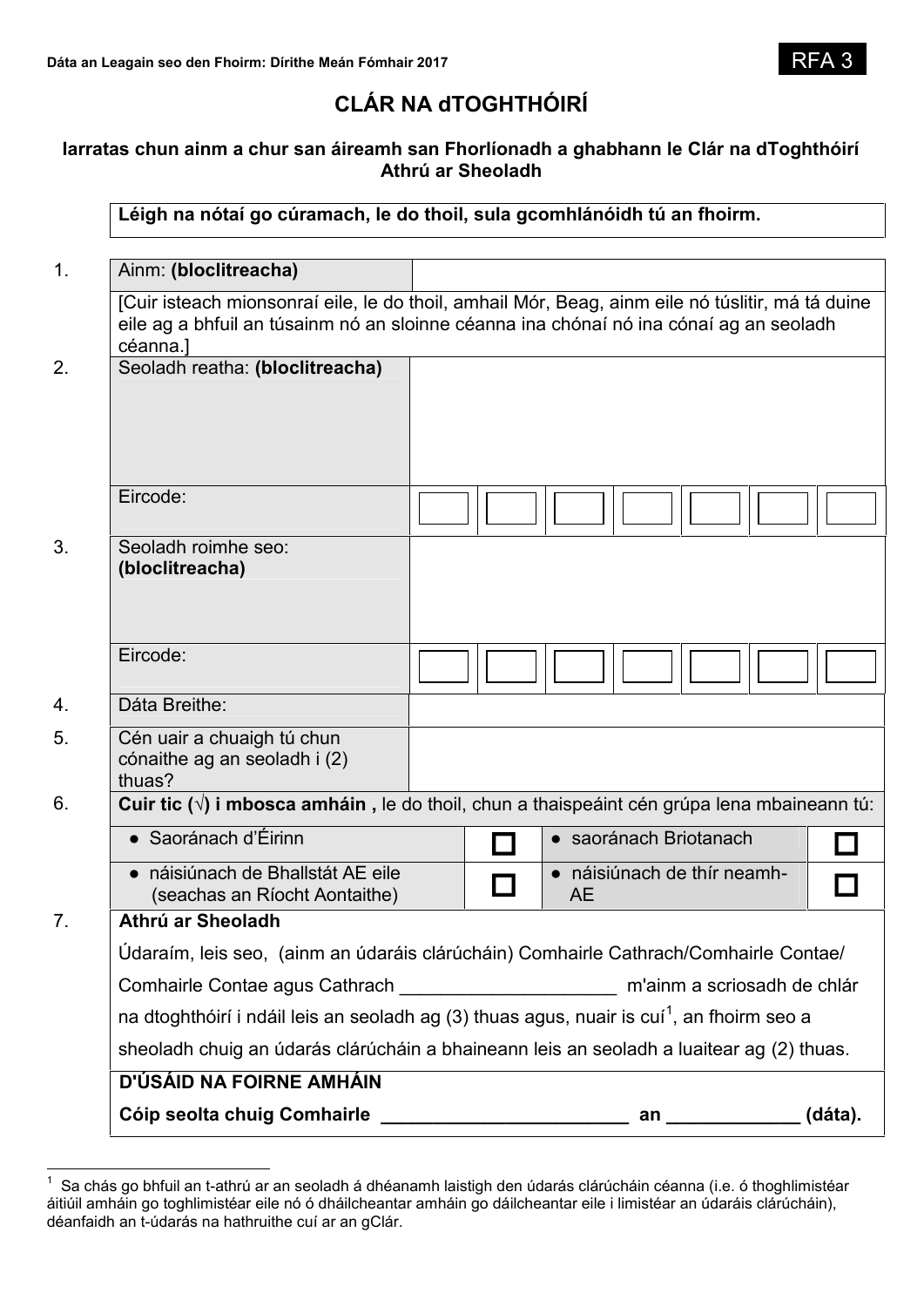Dáta an Leagain seo den Fhoirm: Dírithe Meán Fómhair 2017

RFA 3

# CLÁR NA dTOGHTHÓIRÍ

## Iarratas chun ainm a chur san áireamh san Fhorlíonadh a ghabhann le Clár na dToghthóirí Athrú ar Sheoladh

**Léigh na nótaí go cúramach, le do thoil, sula gcomhlánóidh tú an fhoirm.**

| | | |
|---|---|---|
| 1. | Ainm: **(bloclitreacha)** | |
| | [Cuir isteach mionsonraí eile, le do thoil, amhail Mór, Beag, ainm eile nó túslitir, má tá duine eile ag a bhfuil an túsainm nó an sloinne céanna ina chónaí nó ina cónaí ag an seoladh céanna.] | |
| 2. | Seoladh reatha: **(bloclitreacha)** | |
| | Eircode: | ☐ ☐ ☐ ☐ ☐ ☐ ☐ |
| 3. | Seoladh roimhe seo: **(bloclitreacha)** | |
| | Eircode: | ☐ ☐ ☐ ☐ ☐ ☐ ☐ |
| 4. | Dáta Breithe: | |
| 5. | Cén uair a chuaigh tú chun cónaithe ag an seoladh i (2) thuas? | |

6. **Cuir tic (√) i mbosca amháin ,** le do thoil, chun a thaispeáint cén grúpa lena mbaineann tú:

| | | | |
|---|---|---|---|
| • Saoránach d'Éirinn | ☐ | • saoránach Briotanach | ☐ |
| • náisiúnach de Bhallstát AE eile (seachas an Ríocht Aontaithe) | ☐ | • náisiúnach de thír neamh-AE | ☐ |

7. **Athrú ar Sheoladh**

Údaraím, leis seo, (ainm an údaráis clárúcháin) Comhairle Cathrach/Comhairle Contae/ Comhairle Contae agus Cathrach ____________________ m'ainm a scriosadh de chlár na dtoghthóirí i ndáil leis an seoladh ag (3) thuas agus, nuair is cuí[1], an fhoirm seo a sheoladh chuig an údarás clárúcháin a bhaineann leis an seoladh a luaitear ag (2) thuas.

**D'ÚSÁID NA FOIRNE AMHÁIN**

**Cóip seolta chuig Comhairle ________________________ an ____________ (dáta).**

---

[1] Sa chás go bhfuil an t-athrú ar an seoladh á dhéanamh laistigh den údarás clárúcháin céanna (i.e. ó thoghlimistéar áitiúil amháin go toghlimistéar eile nó ó dháilcheantar amháin go dáilcheantar eile i limistéar an údaráis clárúcháin), déanfaidh an t-údarás na hathruithe cuí ar an gClár.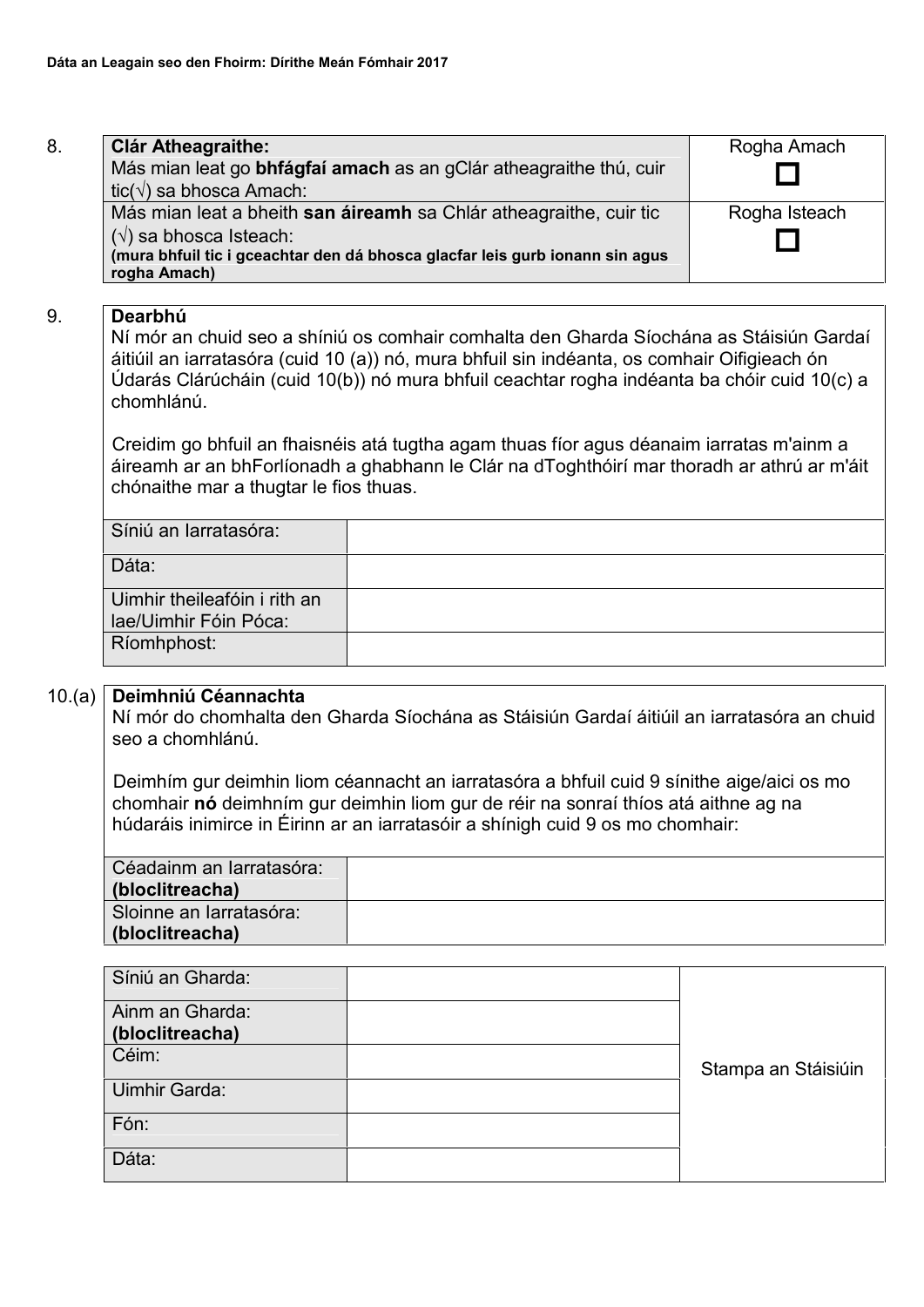Dáta an Leagain seo den Fhoirm: Dírithe Meán Fómhair 2017

8.

| **Clár Atheagraithe:** Más mian leat go **bhfágfaí amach** as an gClár atheagraithe thú, cuir tic(√) sa bhosca Amach: | Rogha Amach ☐ |
|---|---|
| Más mian leat a bheith **san áireamh** sa Chlár atheagraithe, cuir tic (√) sa bhosca Isteach: **(mura bhfuil tic i gceachtar den dá bhosca glacfar leis gurb ionann sin agus rogha Amach)** | Rogha Isteach ☐ |

9. **Dearbhú**

Ní mór an chuid seo a shíniú os comhair comhalta den Gharda Síochána as Stáisiún Gardaí áitiúil an iarratasóra (cuid 10 (a)) nó, mura bhfuil sin indéanta, os comhair Oifigieach ón Údarás Clárúcháin (cuid 10(b)) nó mura bhfuil ceachtar rogha indéanta ba chóir cuid 10(c) a chomhlánú.

Creidim go bhfuil an fhaisnéis atá tugtha agam thuas fíor agus déanaim iarratas m'ainm a áireamh ar an bhForlíonadh a ghabhann le Clár na dToghthóirí mar thoradh ar athrú ar m'áit chónaithe mar a thugtar le fios thuas.

| Síniú an Iarratasóra: | |
|---|---|
| Dáta: | |
| Uimhir theileafóin i rith an lae/Uimhir Fóin Póca: | |
| Ríomhphost: | |

10.(a) **Deimhniú Céannachta**

Ní mór do chomhalta den Gharda Síochána as Stáisiún Gardaí áitiúil an iarratasóra an chuid seo a chomhlánú.

Deimhím gur deimhin liom céannacht an iarratasóra a bhfuil cuid 9 sínithe aige/aici os mo chomhair **nó** deimhním gur deimhin liom gur de réir na sonraí thíos atá aithne ag na húdaráis inimirce in Éirinn ar an iarratasóir a shínigh cuid 9 os mo chomhair:

| Céadainm an Iarratasóra: **(bloclitreacha)** | |
|---|---|
| Sloinne an Iarratasóra: **(bloclitreacha)** | |

| Síniú an Gharda: | | Stampa an Stáisiúin |
|---|---|---|
| Ainm an Gharda: **(bloclitreacha)** | | |
| Céim: | | |
| Uimhir Garda: | | |
| Fón: | | |
| Dáta: | | |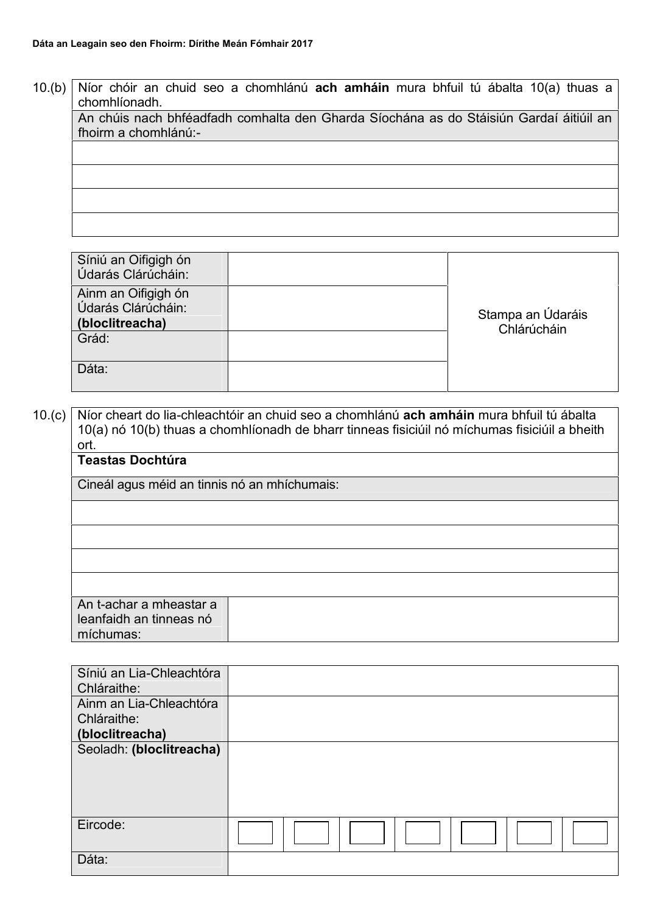Dáta an Leagain seo den Fhoirm: Dírithe Meán Fómhair 2017

10.(b)

| Níor chóir an chuid seo a chomhlánú **ach amháin** mura bhfuil tú ábalta 10(a) thuas a chomhlíonadh. |
|---|
| An chúis nach bhféadfadh comhalta den Gharda Síochána as do Stáisiún Gardaí áitiúil an fhoirm a chomhlánú:- |
| |
| |
| |
| |

| | | |
|---|---|---|
| Síniú an Oifigigh ón Údarás Clárúcháin: | | Stampa an Údaráis Chlárúcháin |
| Ainm an Oifigigh ón Údarás Clárúcháin: **(bloclitreacha)** | | |
| Grád: | | |
| Dáta: | | |

10.(c)

| | |
|---|---|
| Níor cheart do lia-chleachtóir an chuid seo a chomhlánú **ach amháin** mura bhfuil tú ábalta 10(a) nó 10(b) thuas a chomhlíonadh de bharr tinneas fisiciúil nó míchumas fisiciúil a bheith ort. | |
| **Teastas Dochtúra** | |
| Cineál agus méid an tinnis nó an mhíchumais: | |
| | |
| | |
| | |
| | |
| An t-achar a mheastar a leanfaidh an tinneas nó míchumas: | |

| | | | | | | | |
|---|---|---|---|---|---|---|---|
| Síniú an Lia-Chleachtóra Chláraithe: | | | | | | | |
| Ainm an Lia-Chleachtóra Chláraithe: **(bloclitreacha)** | | | | | | | |
| Seoladh: **(bloclitreacha)** | | | | | | | |
| Eircode: | | | | | | | |
| Dáta: | | | | | | | |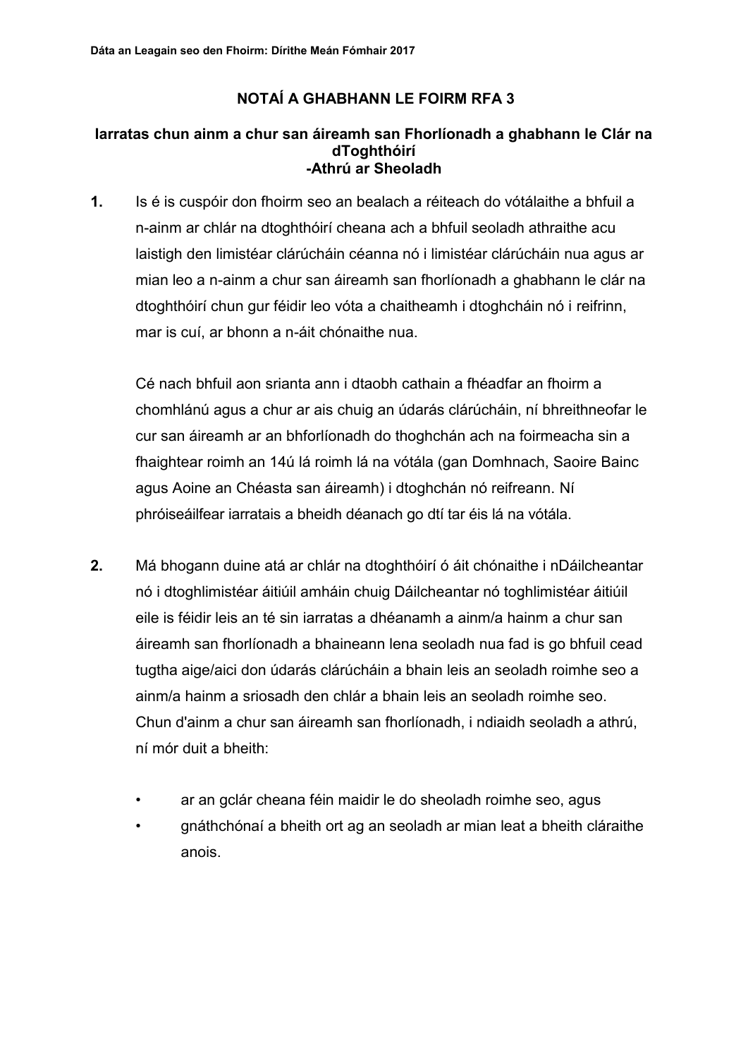Dáta an Leagain seo den Fhoirm: Dírithe Meán Fómhair 2017

# NOTAÍ A GHABHANN LE FOIRM RFA 3

## Iarratas chun ainm a chur san áireamh san Fhorlíonadh a ghabhann le Clár na dToghthóirí -Athrú ar Sheoladh

**1.** Is é is cuspóir don fhoirm seo an bealach a réiteach do vótálaithe a bhfuil a n-ainm ar chlár na dtoghthóirí cheana ach a bhfuil seoladh athraithe acu laistigh den limistéar clárúcháin céanna nó i limistéar clárúcháin nua agus ar mian leo a n-ainm a chur san áireamh san fhorlíonadh a ghabhann le clár na dtoghthóirí chun gur féidir leo vóta a chaitheamh i dtoghcháin nó i reifrinn, mar is cuí, ar bhonn a n-áit chónaithe nua.

Cé nach bhfuil aon srianta ann i dtaobh cathain a fhéadfar an fhoirm a chomhlánú agus a chur ar ais chuig an údarás clárúcháin, ní bhreithneofar le cur san áireamh ar an bhforlíonadh do thoghchán ach na foirmeacha sin a fhaightear roimh an 14ú lá roimh lá na vótála (gan Domhnach, Saoire Bainc agus Aoine an Chéasta san áireamh) i dtoghchán nó reifreann. Ní phróiseáilfear iarratais a bheidh déanach go dtí tar éis lá na vótála.

**2.** Má bhogann duine atá ar chlár na dtoghthóirí ó áit chónaithe i nDáilcheantar nó i dtoghlimistéar áitiúil amháin chuig Dáilcheantar nó toghlimistéar áitiúil eile is féidir leis an té sin iarratas a dhéanamh a ainm/a hainm a chur san áireamh san fhorlíonadh a bhaineann lena seoladh nua fad is go bhfuil cead tugtha aige/aici don údarás clárúcháin a bhain leis an seoladh roimhe seo a ainm/a hainm a sriosadh den chlár a bhain leis an seoladh roimhe seo. Chun d'ainm a chur san áireamh san fhorlíonadh, i ndiaidh seoladh a athrú, ní mór duit a bheith:

- ar an gclár cheana féin maidir le do sheoladh roimhe seo, agus
- gnáthchónaí a bheith ort ag an seoladh ar mian leat a bheith cláraithe anois.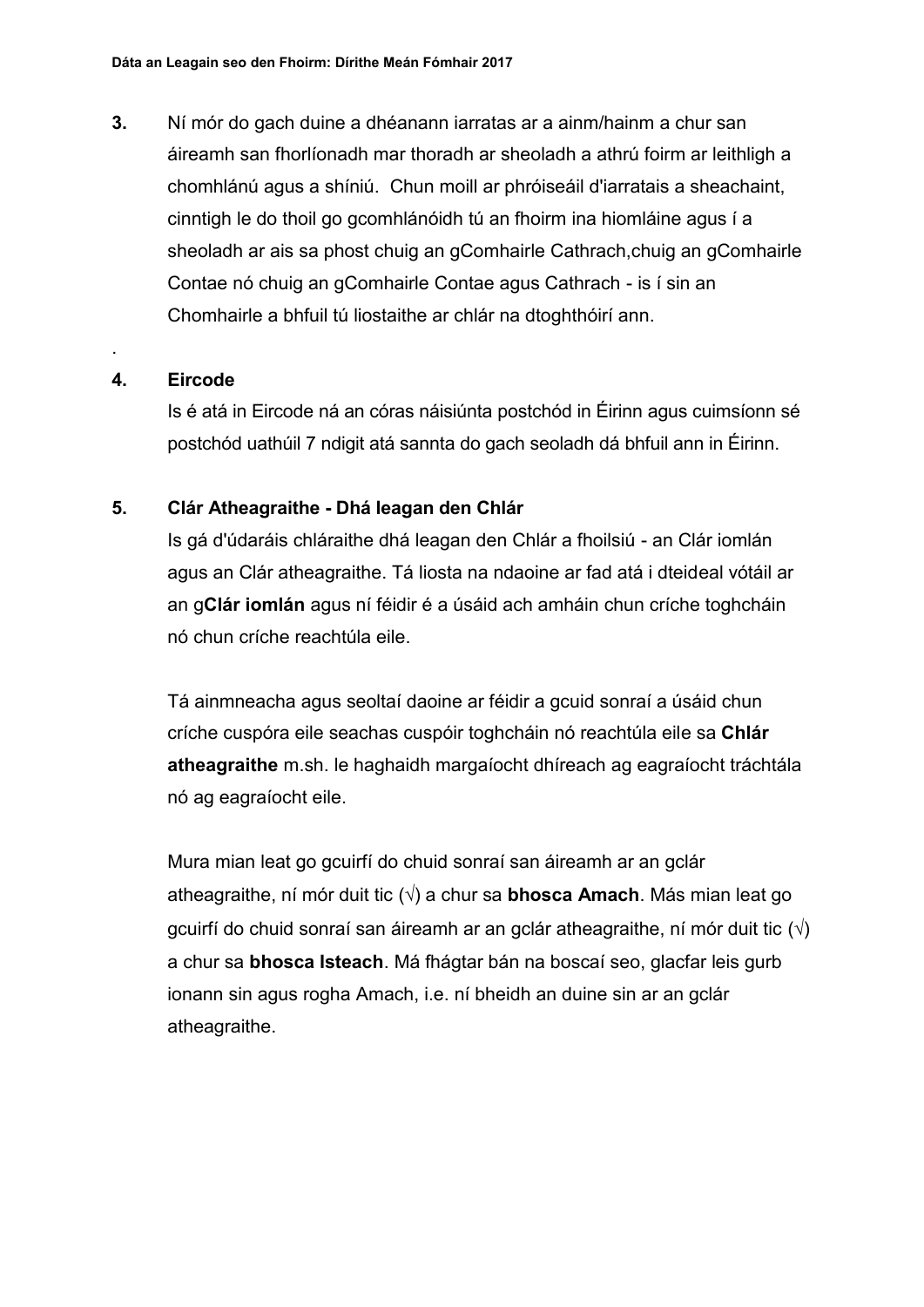3. Ní mór do gach duine a dhéanann iarratas ar a ainm/hainm a chur san áireamh san fhorlíonadh mar thoradh ar sheoladh a athrú foirm ar leithligh a chomhlánú agus a shíniú. Chun moill ar phróiseáil d'iarratais a sheachaint, cinntigh le do thoil go gcomhlánóidh tú an fhoirm ina hiomláine agus í a sheoladh ar ais sa phost chuig an gComhairle Cathrach,chuig an gComhairle Contae nó chuig an gComhairle Contae agus Cathrach - is í sin an Chomhairle a bhfuil tú liostaithe ar chlár na dtoghthóirí ann.

.

4. **Eircode**

Is é atá in Eircode ná an córas náisiúnta postchód in Éirinn agus cuimsíonn sé postchód uathúil 7 ndigit atá sannta do gach seoladh dá bhfuil ann in Éirinn.

5. **Clár Atheagraithe - Dhá leagan den Chlár**

Is gá d'údaráis chláraithe dhá leagan den Chlár a fhoilsiú - an Clár iomlán agus an Clár atheagraithe. Tá liosta na ndaoine ar fad atá i dteideal vótáil ar an g**Clár iomlán** agus ní féidir é a úsáid ach amháin chun críche toghcháin nó chun críche reachtúla eile.

Tá ainmneacha agus seoltaí daoine ar féidir a gcuid sonraí a úsáid chun críche cuspóra eile seachas cuspóir toghcháin nó reachtúla eile sa **Chlár atheagraithe** m.sh. le haghaidh margaíocht dhíreach ag eagraíocht tráchtála nó ag eagraíocht eile.

Mura mian leat go gcuirfí do chuid sonraí san áireamh ar an gclár atheagraithe, ní mór duit tic (√) a chur sa **bhosca Amach**. Más mian leat go gcuirfí do chuid sonraí san áireamh ar an gclár atheagraithe, ní mór duit tic (√) a chur sa **bhosca Isteach**. Má fhágtar bán na boscaí seo, glacfar leis gurb ionann sin agus rogha Amach, i.e. ní bheidh an duine sin ar an gclár atheagraithe.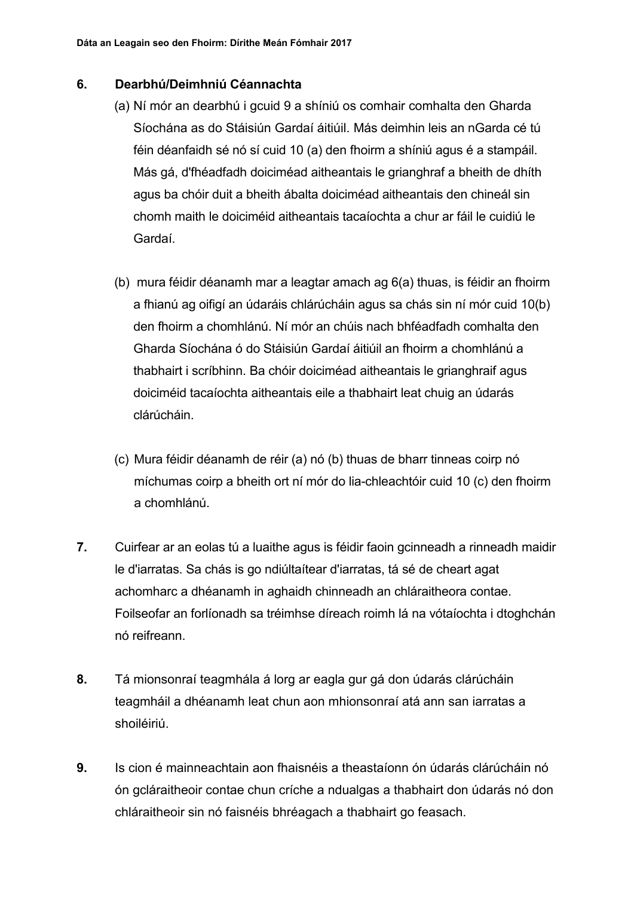6. **Dearbhú/Deimhniú Céannachta**

   (a) Ní mór an dearbhú i gcuid 9 a shíniú os comhair comhalta den Gharda Síochána as do Stáisiún Gardaí áitiúil. Más deimhin leis an nGarda cé tú féin déanfaidh sé nó sí cuid 10 (a) den fhoirm a shíniú agus é a stampáil. Más gá, d'fhéadfadh doiciméad aitheantais le grianghraf a bheith de dhíth agus ba chóir duit a bheith ábalta doiciméad aitheantais den chineál sin chomh maith le doiciméid aitheantais tacaíochta a chur ar fáil le cuidiú le Gardaí.

   (b) mura féidir déanamh mar a leagtar amach ag 6(a) thuas, is féidir an fhoirm a fhianú ag oifigí an údaráis chlárúcháin agus sa chás sin ní mór cuid 10(b) den fhoirm a chomhlánú. Ní mór an chúis nach bhféadfadh comhalta den Gharda Síochána ó do Stáisiún Gardaí áitiúil an fhoirm a chomhlánú a thabhairt i scríbhinn. Ba chóir doiciméad aitheantais le grianghraif agus doiciméid tacaíochta aitheantais eile a thabhairt leat chuig an údarás clárúcháin.

   (c) Mura féidir déanamh de réir (a) nó (b) thuas de bharr tinneas coirp nó míchumas coirp a bheith ort ní mór do lia-chleachtóir cuid 10 (c) den fhoirm a chomhlánú.

7. Cuirfear ar an eolas tú a luaithe agus is féidir faoin gcinneadh a rinneadh maidir le d'iarratas. Sa chás is go ndiúltaítear d'iarratas, tá sé de cheart agat achomharc a dhéanamh in aghaidh chinneadh an chláraitheora contae. Foilseofar an forlíonadh sa tréimhse díreach roimh lá na vótaíochta i dtoghchán nó reifreann.

8. Tá mionsonraí teagmhála á lorg ar eagla gur gá don údarás clárúcháin teagmháil a dhéanamh leat chun aon mhionsonraí atá ann san iarratas a shoiléiriú.

9. Is cion é mainneachtain aon fhaisnéis a theastaíonn ón údarás clárúcháin nó ón gcláraitheoir contae chun críche a ndualgas a thabhairt don údarás nó don chláraitheoir sin nó faisnéis bhréagach a thabhairt go feasach.